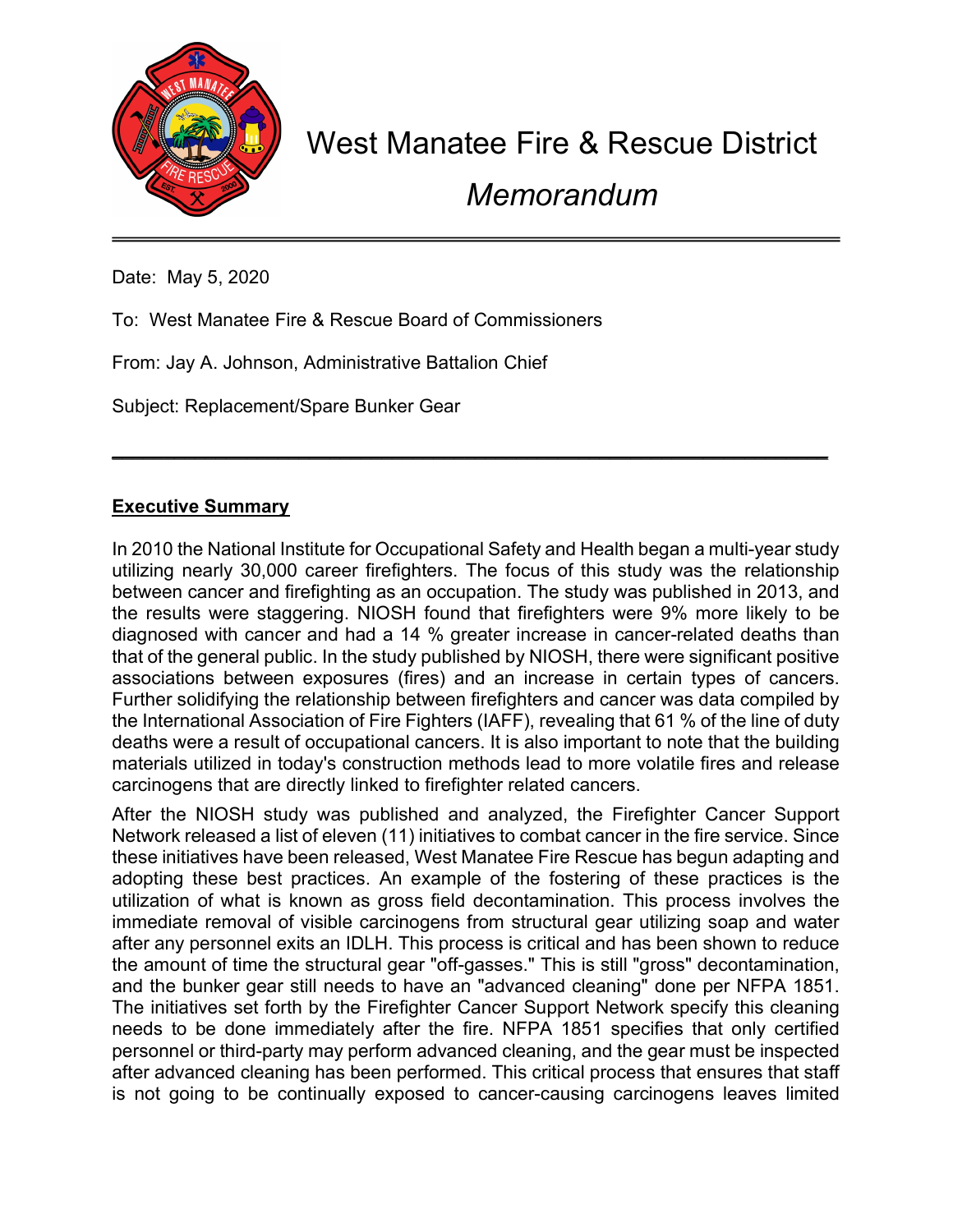# West Manatee Fire & Rescue District

*Memorandum*

---

Date: May 5, 2020

To: West Manatee Fire & Rescue Board of Commissioners

From: Jay A. Johnson, Administrative Battalion Chief

Subject: Replacement/Spare Bunker Gear

---

**Executive Summary**

In 2010 the National Institute for Occupational Safety and Health began a multi-year study utilizing nearly 30,000 career firefighters. The focus of this study was the relationship between cancer and firefighting as an occupation. The study was published in 2013, and the results were staggering. NIOSH found that firefighters were 9% more likely to be diagnosed with cancer and had a 14 % greater increase in cancer-related deaths than that of the general public. In the study published by NIOSH, there were significant positive associations between exposures (fires) and an increase in certain types of cancers. Further solidifying the relationship between firefighters and cancer was data compiled by the International Association of Fire Fighters (IAFF), revealing that 61 % of the line of duty deaths were a result of occupational cancers. It is also important to note that the building materials utilized in today's construction methods lead to more volatile fires and release carcinogens that are directly linked to firefighter related cancers.

After the NIOSH study was published and analyzed, the Firefighter Cancer Support Network released a list of eleven (11) initiatives to combat cancer in the fire service. Since these initiatives have been released, West Manatee Fire Rescue has begun adapting and adopting these best practices. An example of the fostering of these practices is the utilization of what is known as gross field decontamination. This process involves the immediate removal of visible carcinogens from structural gear utilizing soap and water after any personnel exits an IDLH. This process is critical and has been shown to reduce the amount of time the structural gear "off-gasses." This is still "gross" decontamination, and the bunker gear still needs to have an "advanced cleaning" done per NFPA 1851. The initiatives set forth by the Firefighter Cancer Support Network specify this cleaning needs to be done immediately after the fire. NFPA 1851 specifies that only certified personnel or third-party may perform advanced cleaning, and the gear must be inspected after advanced cleaning has been performed. This critical process that ensures that staff is not going to be continually exposed to cancer-causing carcinogens leaves limited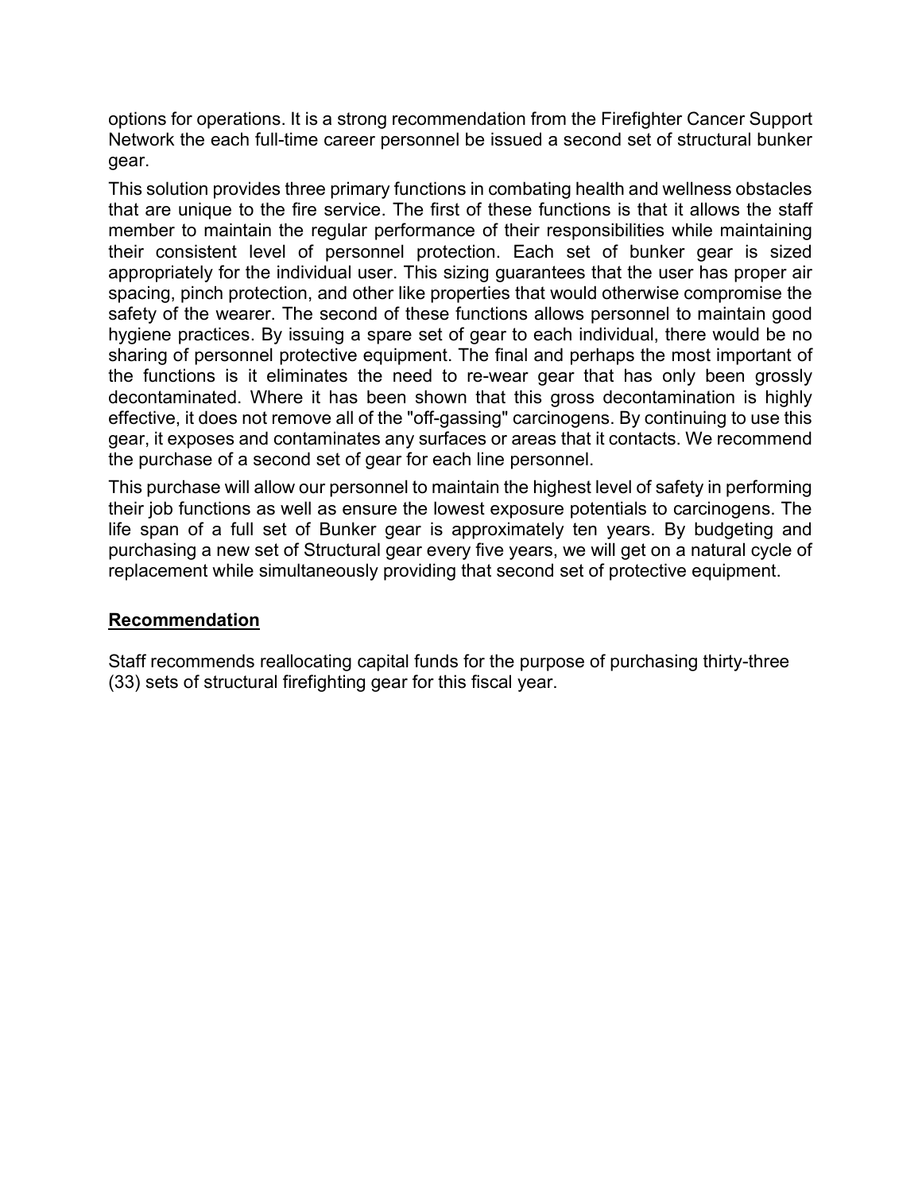options for operations. It is a strong recommendation from the Firefighter Cancer Support Network the each full-time career personnel be issued a second set of structural bunker gear.

This solution provides three primary functions in combating health and wellness obstacles that are unique to the fire service. The first of these functions is that it allows the staff member to maintain the regular performance of their responsibilities while maintaining their consistent level of personnel protection. Each set of bunker gear is sized appropriately for the individual user. This sizing guarantees that the user has proper air spacing, pinch protection, and other like properties that would otherwise compromise the safety of the wearer. The second of these functions allows personnel to maintain good hygiene practices. By issuing a spare set of gear to each individual, there would be no sharing of personnel protective equipment. The final and perhaps the most important of the functions is it eliminates the need to re-wear gear that has only been grossly decontaminated. Where it has been shown that this gross decontamination is highly effective, it does not remove all of the "off-gassing" carcinogens. By continuing to use this gear, it exposes and contaminates any surfaces or areas that it contacts. We recommend the purchase of a second set of gear for each line personnel.

This purchase will allow our personnel to maintain the highest level of safety in performing their job functions as well as ensure the lowest exposure potentials to carcinogens. The life span of a full set of Bunker gear is approximately ten years. By budgeting and purchasing a new set of Structural gear every five years, we will get on a natural cycle of replacement while simultaneously providing that second set of protective equipment.

## Recommendation

Staff recommends reallocating capital funds for the purpose of purchasing thirty-three (33) sets of structural firefighting gear for this fiscal year.